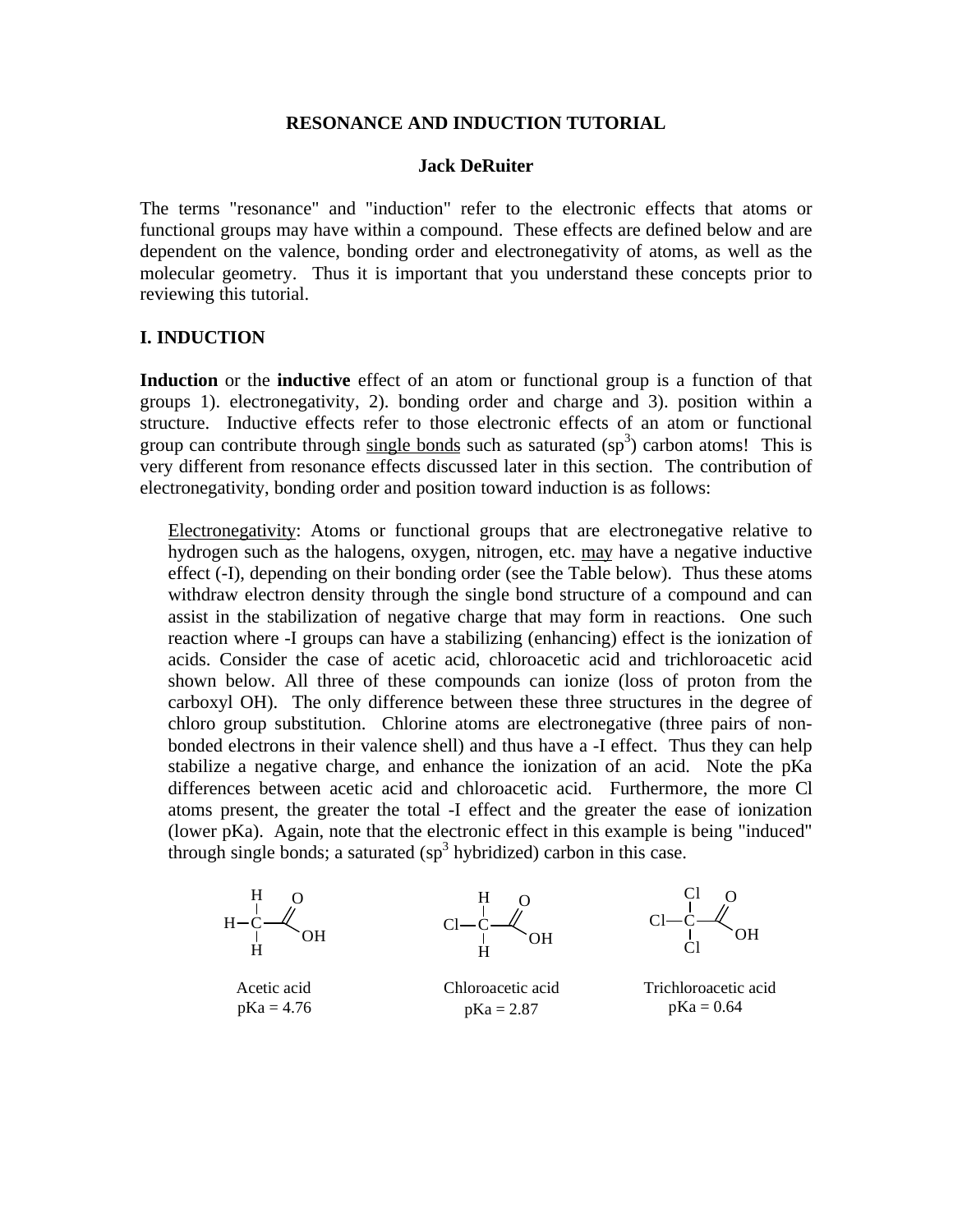# RESONANCE AND INDUCTION TUTORIAL

**Jack DeRuiter**

The terms "resonance" and "induction" refer to the electronic effects that atoms or functional groups may have within a compound. These effects are defined below and are dependent on the valence, bonding order and electronegativity of atoms, as well as the molecular geometry. Thus it is important that you understand these concepts prior to reviewing this tutorial.

## I. INDUCTION

**Induction** or the **inductive** effect of an atom or functional group is a function of that groups 1). electronegativity, 2). bonding order and charge and 3). position within a structure. Inductive effects refer to those electronic effects of an atom or functional group can contribute through <u>single bonds</u> such as saturated ($sp^3$) carbon atoms! This is very different from resonance effects discussed later in this section. The contribution of electronegativity, bonding order and position toward induction is as follows:

<u>Electronegativity</u>: Atoms or functional groups that are electronegative relative to hydrogen such as the halogens, oxygen, nitrogen, etc. <u>may</u> have a negative inductive effect (-I), depending on their bonding order (see the Table below). Thus these atoms withdraw electron density through the single bond structure of a compound and can assist in the stabilization of negative charge that may form in reactions. One such reaction where -I groups can have a stabilizing (enhancing) effect is the ionization of acids. Consider the case of acetic acid, chloroacetic acid and trichloroacetic acid shown below. All three of these compounds can ionize (loss of proton from the carboxyl OH). The only difference between these three structures in the degree of chloro group substitution. Chlorine atoms are electronegative (three pairs of non-bonded electrons in their valence shell) and thus have a -I effect. Thus they can help stabilize a negative charge, and enhance the ionization of an acid. Note the pKa differences between acetic acid and chloroacetic acid. Furthermore, the more Cl atoms present, the greater the total -I effect and the greater the ease of ionization (lower pKa). Again, note that the electronic effect in this example is being "induced" through single bonds; a saturated ($sp^3$ hybridized) carbon in this case.

Acetic acid
pKa = 4.76

Chloroacetic acid
pKa = 2.87

Trichloroacetic acid
pKa = 0.64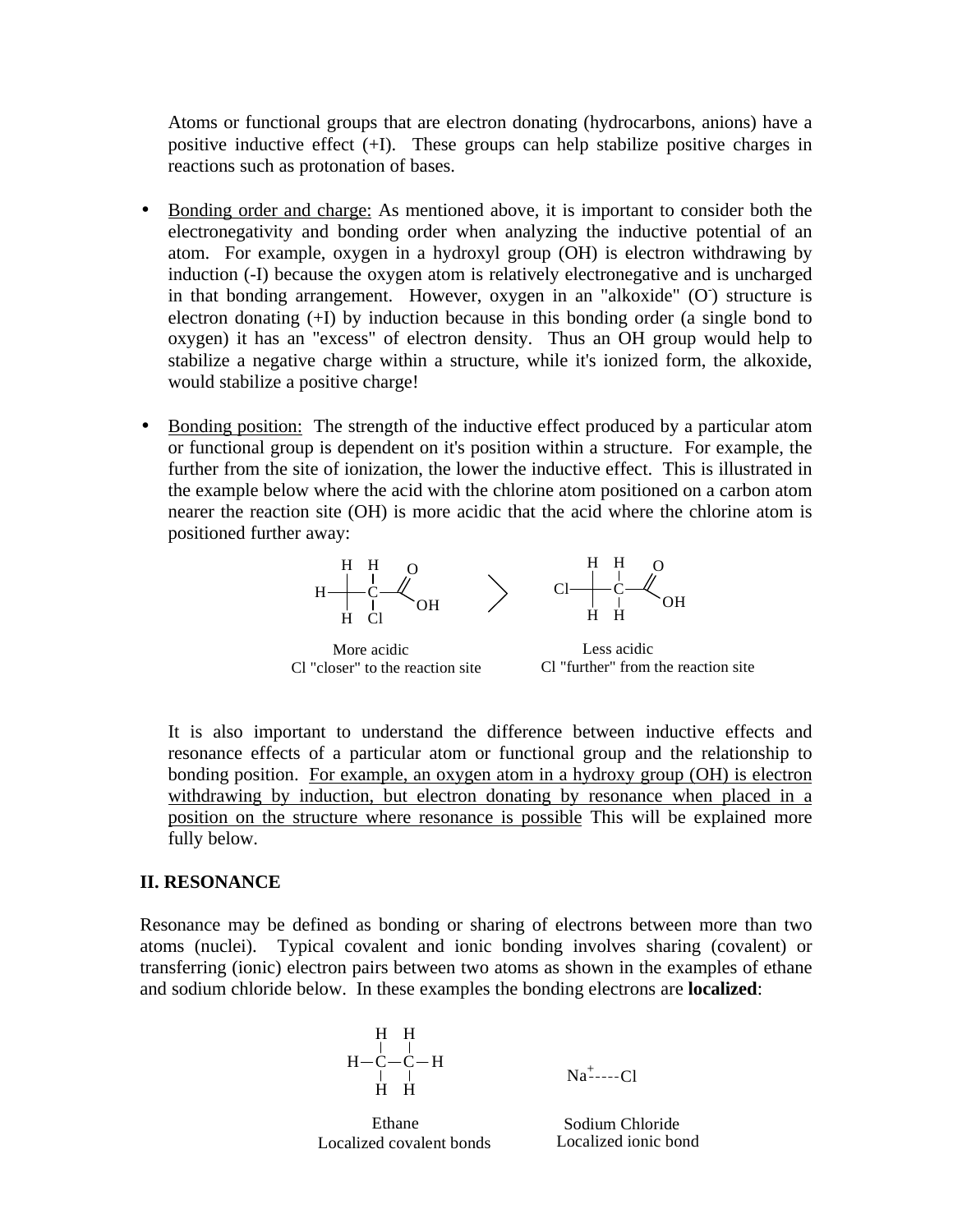Atoms or functional groups that are electron donating (hydrocarbons, anions) have a positive inductive effect (+I). These groups can help stabilize positive charges in reactions such as protonation of bases.

- Bonding order and charge: As mentioned above, it is important to consider both the electronegativity and bonding order when analyzing the inductive potential of an atom. For example, oxygen in a hydroxyl group (OH) is electron withdrawing by induction (-I) because the oxygen atom is relatively electronegative and is uncharged in that bonding arrangement. However, oxygen in an "alkoxide" ($O^-$) structure is electron donating (+I) by induction because in this bonding order (a single bond to oxygen) it has an "excess" of electron density. Thus an OH group would help to stabilize a negative charge within a structure, while it's ionized form, the alkoxide, would stabilize a positive charge!

- Bonding position: The strength of the inductive effect produced by a particular atom or functional group is dependent on it's position within a structure. For example, the further from the site of ionization, the lower the inductive effect. This is illustrated in the example below where the acid with the chlorine atom positioned on a carbon atom nearer the reaction site (OH) is more acidic that the acid where the chlorine atom is positioned further away:

More acidic
Cl "closer" to the reaction site

>

Less acidic
Cl "further" from the reaction site

It is also important to understand the difference between inductive effects and resonance effects of a particular atom or functional group and the relationship to bonding position. For example, an oxygen atom in a hydroxy group (OH) is electron withdrawing by induction, but electron donating by resonance when placed in a position on the structure where resonance is possible This will be explained more fully below.

## II. RESONANCE

Resonance may be defined as bonding or sharing of electrons between more than two atoms (nuclei). Typical covalent and ionic bonding involves sharing (covalent) or transferring (ionic) electron pairs between two atoms as shown in the examples of ethane and sodium chloride below. In these examples the bonding electrons are **localized**:

Ethane
Localized covalent bonds

$Na^+$-----Cl

Sodium Chloride
Localized ionic bond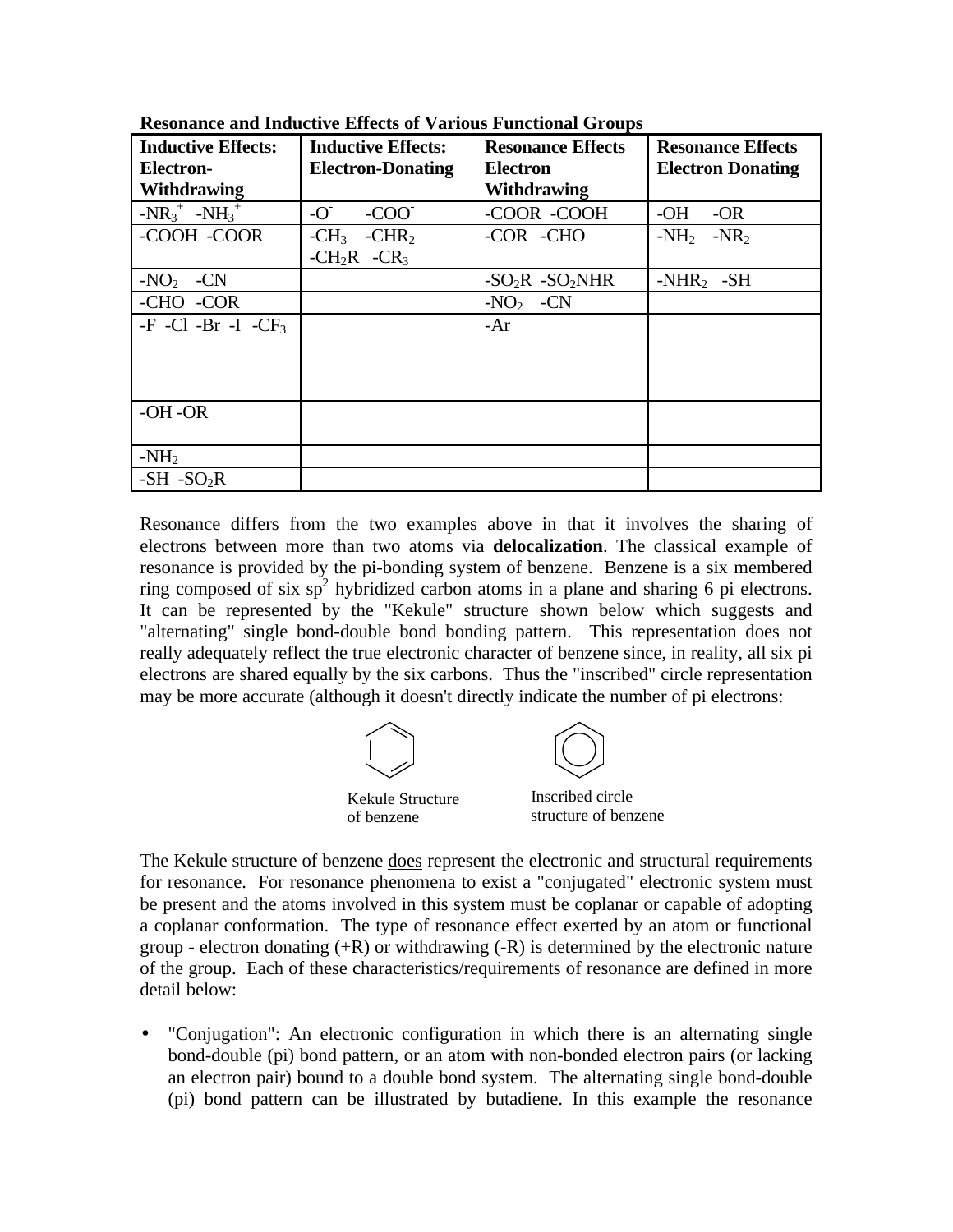**Resonance and Inductive Effects of Various Functional Groups**

| Inductive Effects: Electron-Withdrawing | Inductive Effects: Electron-Donating | Resonance Effects Electron Withdrawing | Resonance Effects Electron Donating |
|---|---|---|---|
| $-NR_3^+$  $-NH_3^+$ | $-O^-$  $-COO^-$ | -COOR -COOH | -OH -OR |
| -COOH -COOR | $-CH_3$  $-CHR_2$  $-CH_2R$  $-CR_3$ | -COR -CHO | $-NH_2$  $-NR_2$ |
| $-NO_2$  -CN | | $-SO_2R$  $-SO_2NHR$ | $-NHR_2$  -SH |
| -CHO -COR | | $-NO_2$  -CN | |
| -F -Cl -Br -I $-CF_3$ | | -Ar | |
| -OH -OR | | | |
| $-NH_2$ | | | |
| -SH $-SO_2R$ | | | |

Resonance differs from the two examples above in that it involves the sharing of electrons between more than two atoms via **delocalization**. The classical example of resonance is provided by the pi-bonding system of benzene. Benzene is a six membered ring composed of six $sp^2$ hybridized carbon atoms in a plane and sharing 6 pi electrons. It can be represented by the "Kekule" structure shown below which suggests and "alternating" single bond-double bond bonding pattern. This representation does not really adequately reflect the true electronic character of benzene since, in reality, all six pi electrons are shared equally by the six carbons. Thus the "inscribed" circle representation may be more accurate (although it doesn't directly indicate the number of pi electrons:

Kekule Structure of benzene

Inscribed circle structure of benzene

The Kekule structure of benzene does represent the electronic and structural requirements for resonance. For resonance phenomena to exist a "conjugated" electronic system must be present and the atoms involved in this system must be coplanar or capable of adopting a coplanar conformation. The type of resonance effect exerted by an atom or functional group - electron donating (+R) or withdrawing (-R) is determined by the electronic nature of the group. Each of these characteristics/requirements of resonance are defined in more detail below:

- "Conjugation": An electronic configuration in which there is an alternating single bond-double (pi) bond pattern, or an atom with non-bonded electron pairs (or lacking an electron pair) bound to a double bond system. The alternating single bond-double (pi) bond pattern can be illustrated by butadiene. In this example the resonance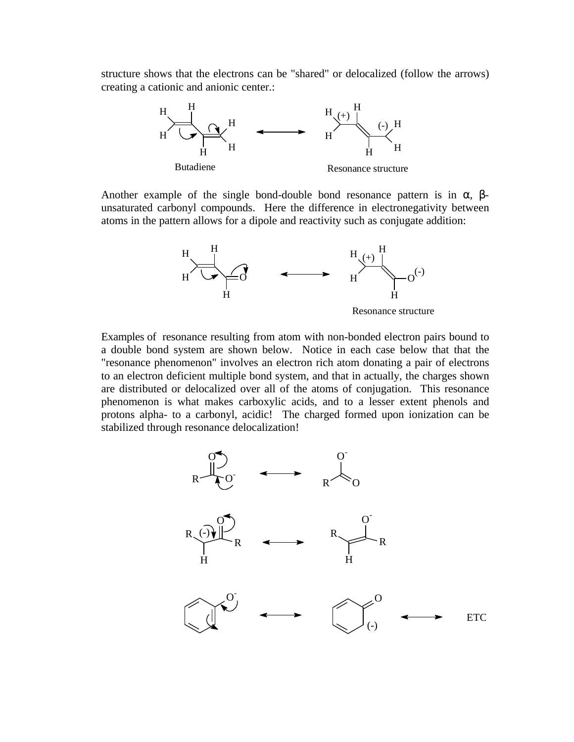structure shows that the electrons can be "shared" or delocalized (follow the arrows) creating a cationic and anionic center.:

Butadiene

Resonance structure

Another example of the single bond-double bond resonance pattern is in α, β-unsaturated carbonyl compounds. Here the difference in electronegativity between atoms in the pattern allows for a dipole and reactivity such as conjugate addition:

Resonance structure

Examples of resonance resulting from atom with non-bonded electron pairs bound to a double bond system are shown below. Notice in each case below that that the "resonance phenomenon" involves an electron rich atom donating a pair of electrons to an electron deficient multiple bond system, and that in actually, the charges shown are distributed or delocalized over all of the atoms of conjugation. This resonance phenomenon is what makes carboxylic acids, and to a lesser extent phenols and protons alpha- to a carbonyl, acidic! The charged formed upon ionization can be stabilized through resonance delocalization!

ETC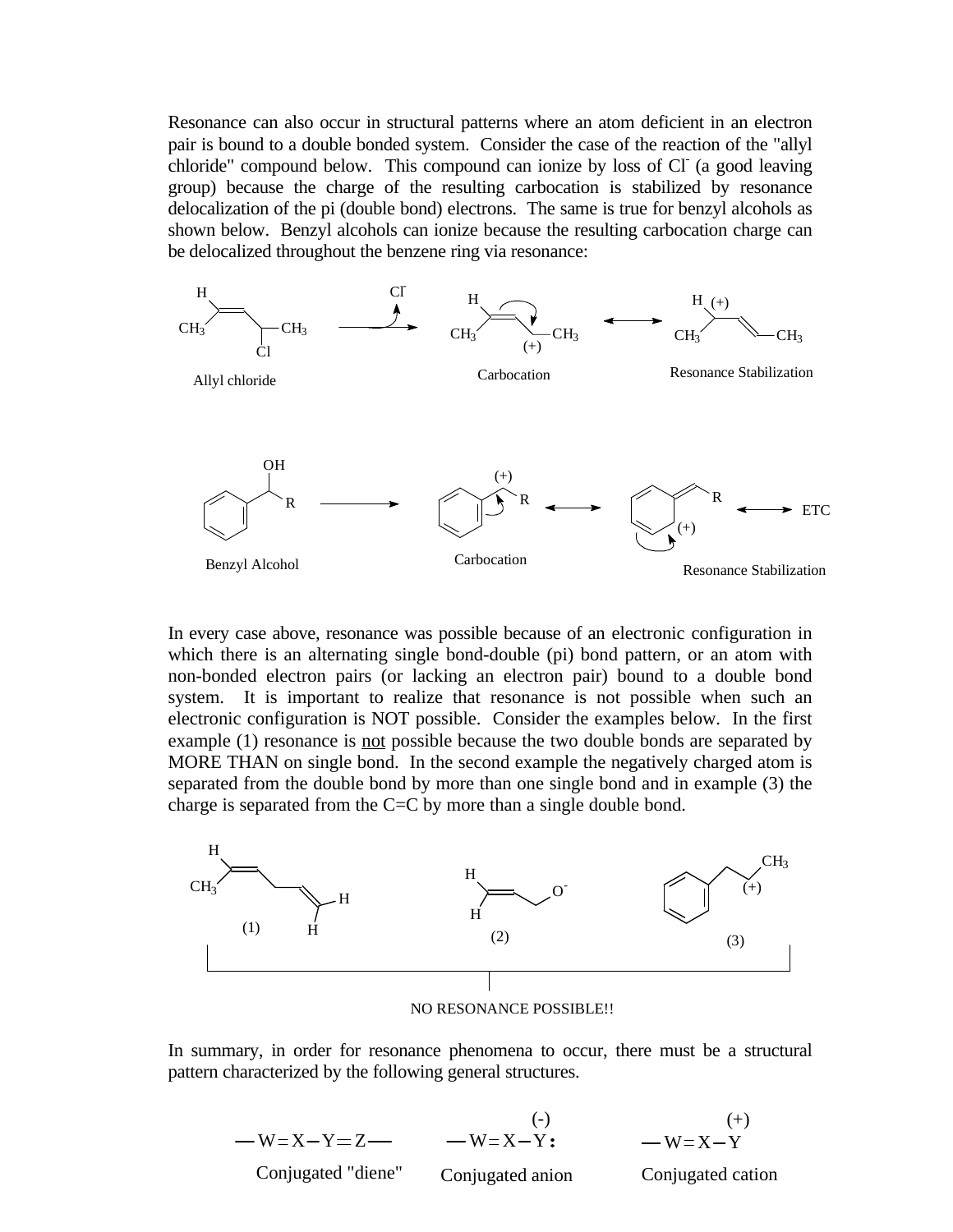Resonance can also occur in structural patterns where an atom deficient in an electron pair is bound to a double bonded system. Consider the case of the reaction of the "allyl chloride" compound below. This compound can ionize by loss of $Cl^-$ (a good leaving group) because the charge of the resulting carbocation is stabilized by resonance delocalization of the pi (double bond) electrons. The same is true for benzyl alcohols as shown below. Benzyl alcohols can ionize because the resulting carbocation charge can be delocalized throughout the benzene ring via resonance:

Allyl chloride — Carbocation — Resonance Stabilization

Benzyl Alcohol — Carbocation — Resonance Stabilization — ETC

In every case above, resonance was possible because of an electronic configuration in which there is an alternating single bond-double (pi) bond pattern, or an atom with non-bonded electron pairs (or lacking an electron pair) bound to a double bond system. It is important to realize that resonance is not possible when such an electronic configuration is NOT possible. Consider the examples below. In the first example (1) resonance is not possible because the two double bonds are separated by MORE THAN on single bond. In the second example the negatively charged atom is separated from the double bond by more than one single bond and in example (3) the charge is separated from the C=C by more than a single double bond.

(1) (2) (3)

NO RESONANCE POSSIBLE!!

In summary, in order for resonance phenomena to occur, there must be a structural pattern characterized by the following general structures.

$-W{=}X{-}Y{=}Z-$ Conjugated "diene"

$-W{=}X{-}\overset{(-)}{Y}:$ Conjugated anion

$-W{=}X{-}\overset{(+)}{Y}$ Conjugated cation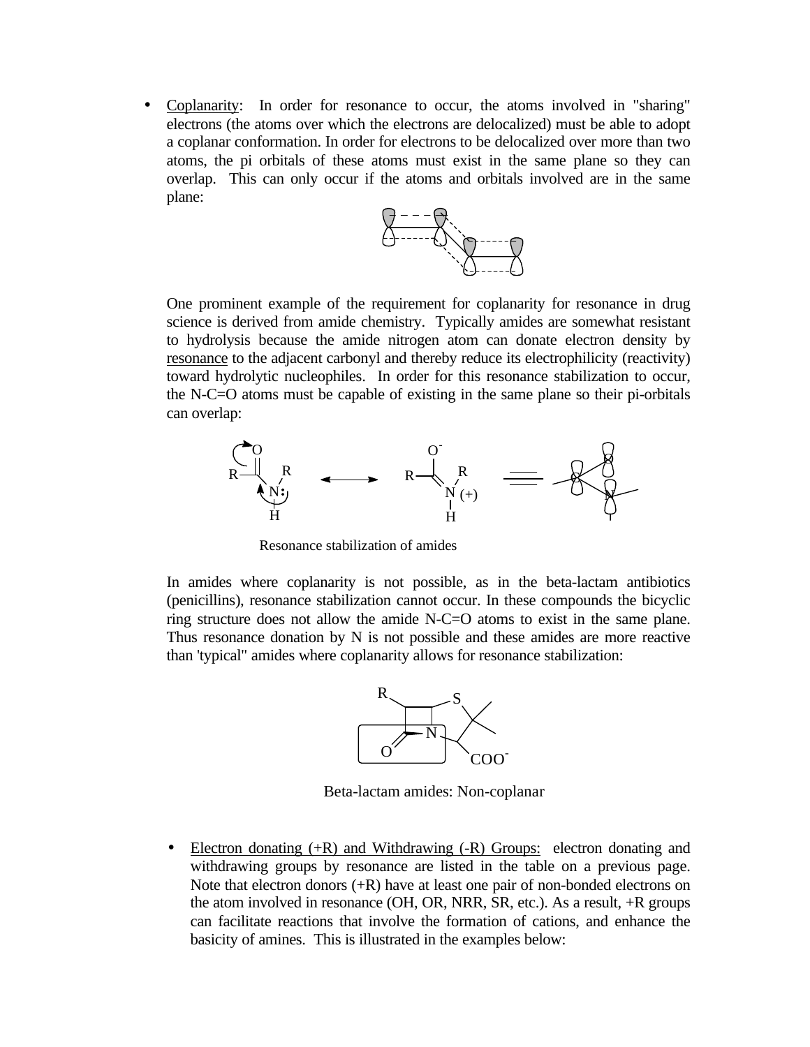- Coplanarity: In order for resonance to occur, the atoms involved in "sharing" electrons (the atoms over which the electrons are delocalized) must be able to adopt a coplanar conformation. In order for electrons to be delocalized over more than two atoms, the pi orbitals of these atoms must exist in the same plane so they can overlap. This can only occur if the atoms and orbitals involved are in the same plane:

  One prominent example of the requirement for coplanarity for resonance in drug science is derived from amide chemistry. Typically amides are somewhat resistant to hydrolysis because the amide nitrogen atom can donate electron density by resonance to the adjacent carbonyl and thereby reduce its electrophilicity (reactivity) toward hydrolytic nucleophiles. In order for this resonance stabilization to occur, the N-C=O atoms must be capable of existing in the same plane so their pi-orbitals can overlap:

  Resonance stabilization of amides

  In amides where coplanarity is not possible, as in the beta-lactam antibiotics (penicillins), resonance stabilization cannot occur. In these compounds the bicyclic ring structure does not allow the amide N-C=O atoms to exist in the same plane. Thus resonance donation by N is not possible and these amides are more reactive than 'typical" amides where coplanarity allows for resonance stabilization:

  Beta-lactam amides: Non-coplanar

- Electron donating (+R) and Withdrawing (-R) Groups: electron donating and withdrawing groups by resonance are listed in the table on a previous page. Note that electron donors (+R) have at least one pair of non-bonded electrons on the atom involved in resonance (OH, OR, NRR, SR, etc.). As a result, +R groups can facilitate reactions that involve the formation of cations, and enhance the basicity of amines. This is illustrated in the examples below: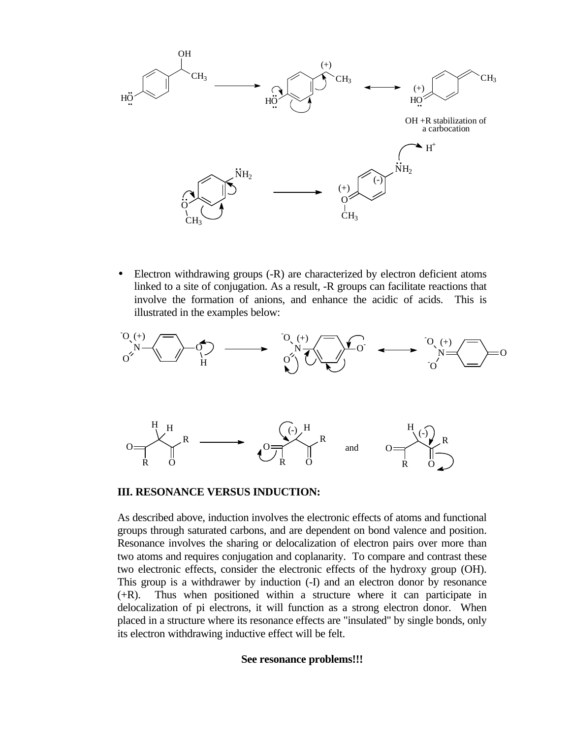OH +R stabilization of a carbocation

- Electron withdrawing groups (-R) are characterized by electron deficient atoms linked to a site of conjugation. As a result, -R groups can facilitate reactions that involve the formation of anions, and enhance the acidic of acids. This is illustrated in the examples below:

and

**III. RESONANCE VERSUS INDUCTION:**

As described above, induction involves the electronic effects of atoms and functional groups through saturated carbons, and are dependent on bond valence and position. Resonance involves the sharing or delocalization of electron pairs over more than two atoms and requires conjugation and coplanarity. To compare and contrast these two electronic effects, consider the electronic effects of the hydroxy group (OH). This group is a withdrawer by induction (-I) and an electron donor by resonance (+R). Thus when positioned within a structure where it can participate in delocalization of pi electrons, it will function as a strong electron donor. When placed in a structure where its resonance effects are "insulated" by single bonds, only its electron withdrawing inductive effect will be felt.

**See resonance problems!!!**